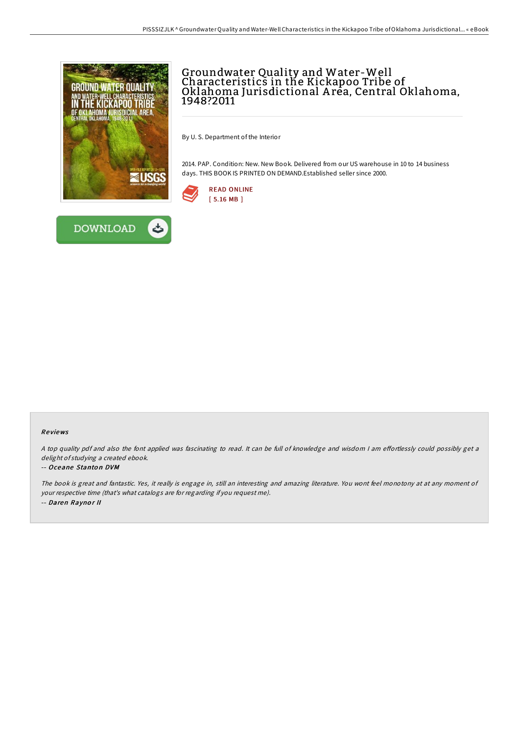# Groundwater Quality and Water-Well Characteristics in the Kickapoo Tribe of Oklahoma Jurisdictional Area, Central Oklahoma, 1948?2011

By U. S. Department of the Interior

2014. PAP. Condition: New. New Book. Delivered from our US warehouse in 10 to 14 business days. THIS BOOK IS PRINTED ON DEMAND.Established seller since 2000.

READ ONLINE
[ 5.16 MB ]

DOWNLOAD

### Reviews

*A top quality pdf and also the font applied was fascinating to read. It can be full of knowledge and wisdom I am effortlessly could possibly get a delight of studying a created ebook.*

-- *Oceane Stanton DVM*

*The book is great and fantastic. Yes, it really is engage in, still an interesting and amazing literature. You wont feel monotony at at any moment of your respective time (that's what catalogs are for regarding if you request me).*

-- *Daren Raynor II*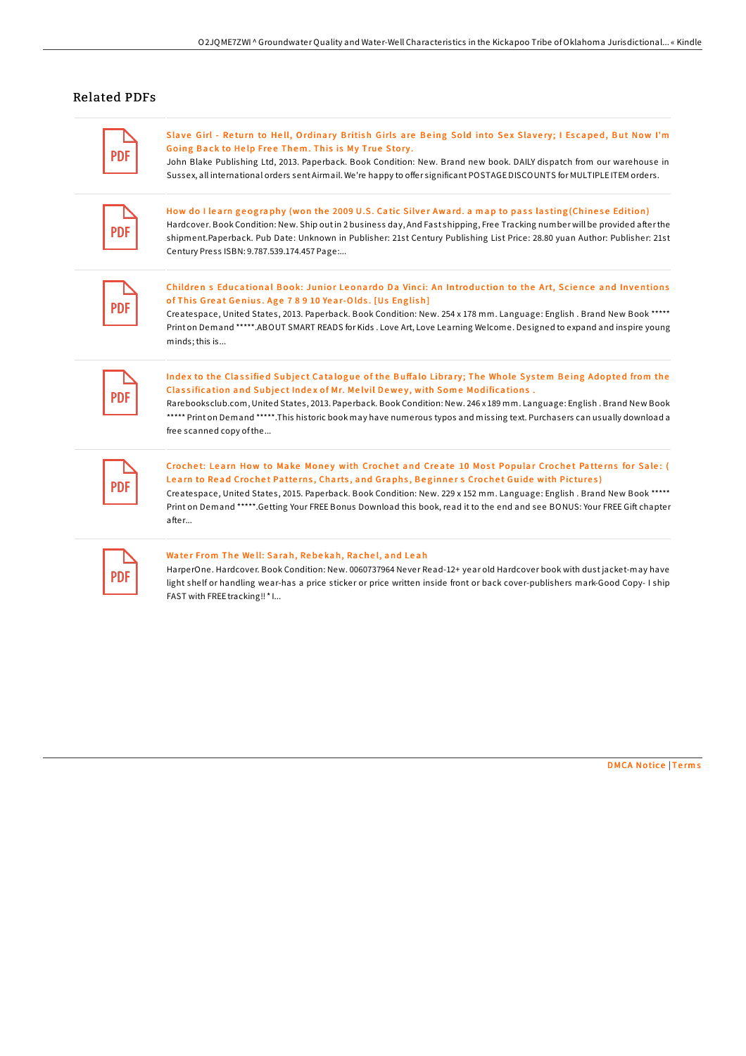## Related PDFs

PDF

**Slave Girl - Return to Hell, Ordinary British Girls are Being Sold into Sex Slavery; I Escaped, But Now I'm Going Back to Help Free Them. This is My True Story.**

John Blake Publishing Ltd, 2013. Paperback. Book Condition: New. Brand new book. DAILY dispatch from our warehouse in Sussex, all international orders sent Airmail. We're happy to offer significant POSTAGE DISCOUNTS for MULTIPLE ITEM orders.

PDF

**How do I learn geography (won the 2009 U.S. Catic Silver Award. a map to pass lasting(Chinese Edition)**

Hardcover. Book Condition: New. Ship out in 2 business day, And Fast shipping, Free Tracking number will be provided after the shipment.Paperback. Pub Date: Unknown in Publisher: 21st Century Publishing List Price: 28.80 yuan Author: Publisher: 21st Century Press ISBN: 9.787.539.174.457 Page:...

PDF

**Children s Educational Book: Junior Leonardo Da Vinci: An Introduction to the Art, Science and Inventions of This Great Genius. Age 7 8 9 10 Year-Olds. [Us English]**

Createspace, United States, 2013. Paperback. Book Condition: New. 254 x 178 mm. Language: English . Brand New Book ***** Print on Demand *****.ABOUT SMART READS for Kids . Love Art, Love Learning Welcome. Designed to expand and inspire young minds; this is...

PDF

**Index to the Classified Subject Catalogue of the Buffalo Library; The Whole System Being Adopted from the Classification and Subject Index of Mr. Melvil Dewey, with Some Modifications .**

Rarebooksclub.com, United States, 2013. Paperback. Book Condition: New. 246 x 189 mm. Language: English . Brand New Book ***** Print on Demand *****.This historic book may have numerous typos and missing text. Purchasers can usually download a free scanned copy of the...

PDF

**Crochet: Learn How to Make Money with Crochet and Create 10 Most Popular Crochet Patterns for Sale: ( Learn to Read Crochet Patterns, Charts, and Graphs, Beginner s Crochet Guide with Pictures)**

Createspace, United States, 2015. Paperback. Book Condition: New. 229 x 152 mm. Language: English . Brand New Book ***** Print on Demand *****.Getting Your FREE Bonus Download this book, read it to the end and see BONUS: Your FREE Gift chapter after...

PDF

**Water From The Well: Sarah, Rebekah, Rachel, and Leah**

HarperOne. Hardcover. Book Condition: New. 0060737964 Never Read-12+ year old Hardcover book with dust jacket-may have light shelf or handling wear-has a price sticker or price written inside front or back cover-publishers mark-Good Copy- I ship FAST with FREE tracking!! * I...

DMCA Notice | Terms